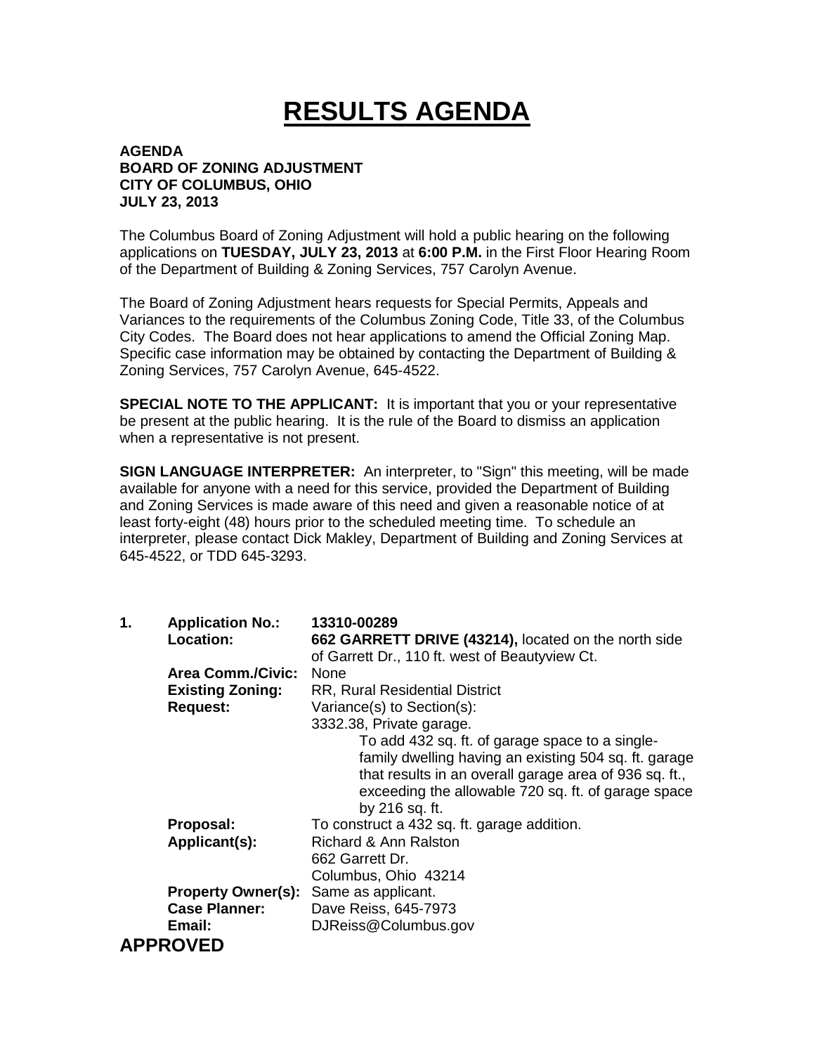# RESULTS AGENDA

**AGENDA**
**BOARD OF ZONING ADJUSTMENT**
**CITY OF COLUMBUS, OHIO**
**JULY 23, 2013**

The Columbus Board of Zoning Adjustment will hold a public hearing on the following applications on **TUESDAY, JULY 23, 2013** at **6:00 P.M.** in the First Floor Hearing Room of the Department of Building & Zoning Services, 757 Carolyn Avenue.

The Board of Zoning Adjustment hears requests for Special Permits, Appeals and Variances to the requirements of the Columbus Zoning Code, Title 33, of the Columbus City Codes. The Board does not hear applications to amend the Official Zoning Map. Specific case information may be obtained by contacting the Department of Building & Zoning Services, 757 Carolyn Avenue, 645-4522.

**SPECIAL NOTE TO THE APPLICANT:** It is important that you or your representative be present at the public hearing. It is the rule of the Board to dismiss an application when a representative is not present.

**SIGN LANGUAGE INTERPRETER:** An interpreter, to "Sign" this meeting, will be made available for anyone with a need for this service, provided the Department of Building and Zoning Services is made aware of this need and given a reasonable notice of at least forty-eight (48) hours prior to the scheduled meeting time. To schedule an interpreter, please contact Dick Makley, Department of Building and Zoning Services at 645-4522, or TDD 645-3293.

**1. Application No.:** **13310-00289**
**Location:** **662 GARRETT DRIVE (43214),** located on the north side of Garrett Dr., 110 ft. west of Beautyview Ct.
**Area Comm./Civic:** None
**Existing Zoning:** RR, Rural Residential District
**Request:** Variance(s) to Section(s):
3332.38, Private garage.
To add 432 sq. ft. of garage space to a single-family dwelling having an existing 504 sq. ft. garage that results in an overall garage area of 936 sq. ft., exceeding the allowable 720 sq. ft. of garage space by 216 sq. ft.
**Proposal:** To construct a 432 sq. ft. garage addition.
**Applicant(s):** Richard & Ann Ralston
662 Garrett Dr.
Columbus, Ohio 43214
**Property Owner(s):** Same as applicant.
**Case Planner:** Dave Reiss, 645-7973
**Email:** DJReiss@Columbus.gov

**APPROVED**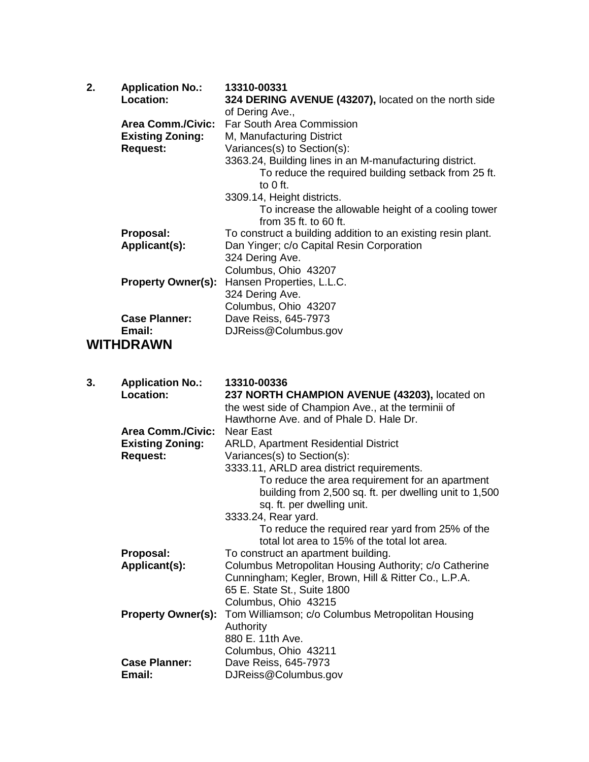**2. Application No.:** **13310-00331**

**Location:** **324 DERING AVENUE (43207),** located on the north side of Dering Ave.,

**Area Comm./Civic:** Far South Area Commission

**Existing Zoning:** M, Manufacturing District

**Request:** Variances(s) to Section(s):

3363.24, Building lines in an M-manufacturing district.
To reduce the required building setback from 25 ft. to 0 ft.

3309.14, Height districts.
To increase the allowable height of a cooling tower from 35 ft. to 60 ft.

**Proposal:** To construct a building addition to an existing resin plant.

**Applicant(s):** Dan Yinger; c/o Capital Resin Corporation
324 Dering Ave.
Columbus, Ohio 43207

**Property Owner(s):** Hansen Properties, L.L.C.
324 Dering Ave.
Columbus, Ohio 43207

**Case Planner:** Dave Reiss, 645-7973

**Email:** DJReiss@Columbus.gov

## WITHDRAWN

**3. Application No.:** **13310-00336**

**Location:** **237 NORTH CHAMPION AVENUE (43203),** located on the west side of Champion Ave., at the terminii of Hawthorne Ave. and of Phale D. Hale Dr.

**Area Comm./Civic:** Near East

**Existing Zoning:** ARLD, Apartment Residential District

**Request:** Variances(s) to Section(s):

3333.11, ARLD area district requirements.
To reduce the area requirement for an apartment building from 2,500 sq. ft. per dwelling unit to 1,500 sq. ft. per dwelling unit.

3333.24, Rear yard.
To reduce the required rear yard from 25% of the total lot area to 15% of the total lot area.

**Proposal:** To construct an apartment building.

**Applicant(s):** Columbus Metropolitan Housing Authority; c/o Catherine Cunningham; Kegler, Brown, Hill & Ritter Co., L.P.A.
65 E. State St., Suite 1800
Columbus, Ohio 43215

**Property Owner(s):** Tom Williamson; c/o Columbus Metropolitan Housing Authority
880 E. 11th Ave.
Columbus, Ohio 43211

**Case Planner:** Dave Reiss, 645-7973

**Email:** DJReiss@Columbus.gov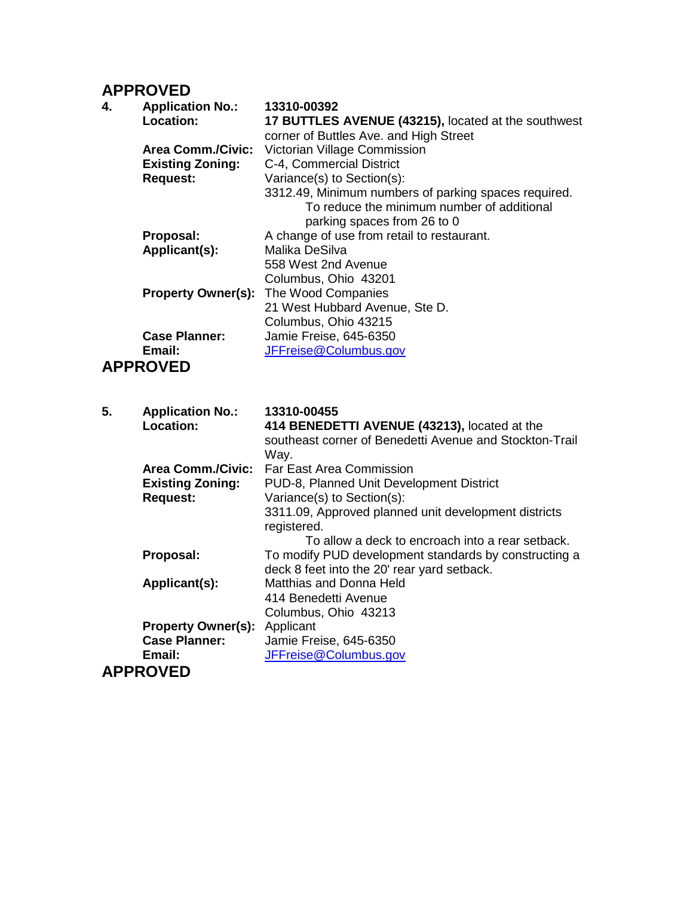**APPROVED**

**4.** **Application No.:** **13310-00392**

**Location:** **17 BUTTLES AVENUE (43215),** located at the southwest corner of Buttles Ave. and High Street

**Area Comm./Civic:** Victorian Village Commission

**Existing Zoning:** C-4, Commercial District

**Request:** Variance(s) to Section(s):

3312.49, Minimum numbers of parking spaces required.

To reduce the minimum number of additional parking spaces from 26 to 0

**Proposal:** A change of use from retail to restaurant.

**Applicant(s):** Malika DeSilva
558 West 2nd Avenue
Columbus, Ohio 43201

**Property Owner(s):** The Wood Companies
21 West Hubbard Avenue, Ste D.
Columbus, Ohio 43215

**Case Planner:** Jamie Freise, 645-6350

**Email:** JFFreise@Columbus.gov

**APPROVED**

---

**5.** **Application No.:** **13310-00455**

**Location:** **414 BENEDETTI AVENUE (43213),** located at the southeast corner of Benedetti Avenue and Stockton-Trail Way.

**Area Comm./Civic:** Far East Area Commission

**Existing Zoning:** PUD-8, Planned Unit Development District

**Request:** Variance(s) to Section(s):

3311.09, Approved planned unit development districts registered.

To allow a deck to encroach into a rear setback.

**Proposal:** To modify PUD development standards by constructing a deck 8 feet into the 20' rear yard setback.

**Applicant(s):** Matthias and Donna Held
414 Benedetti Avenue
Columbus, Ohio 43213

**Property Owner(s):** Applicant

**Case Planner:** Jamie Freise, 645-6350

**Email:** JFFreise@Columbus.gov

**APPROVED**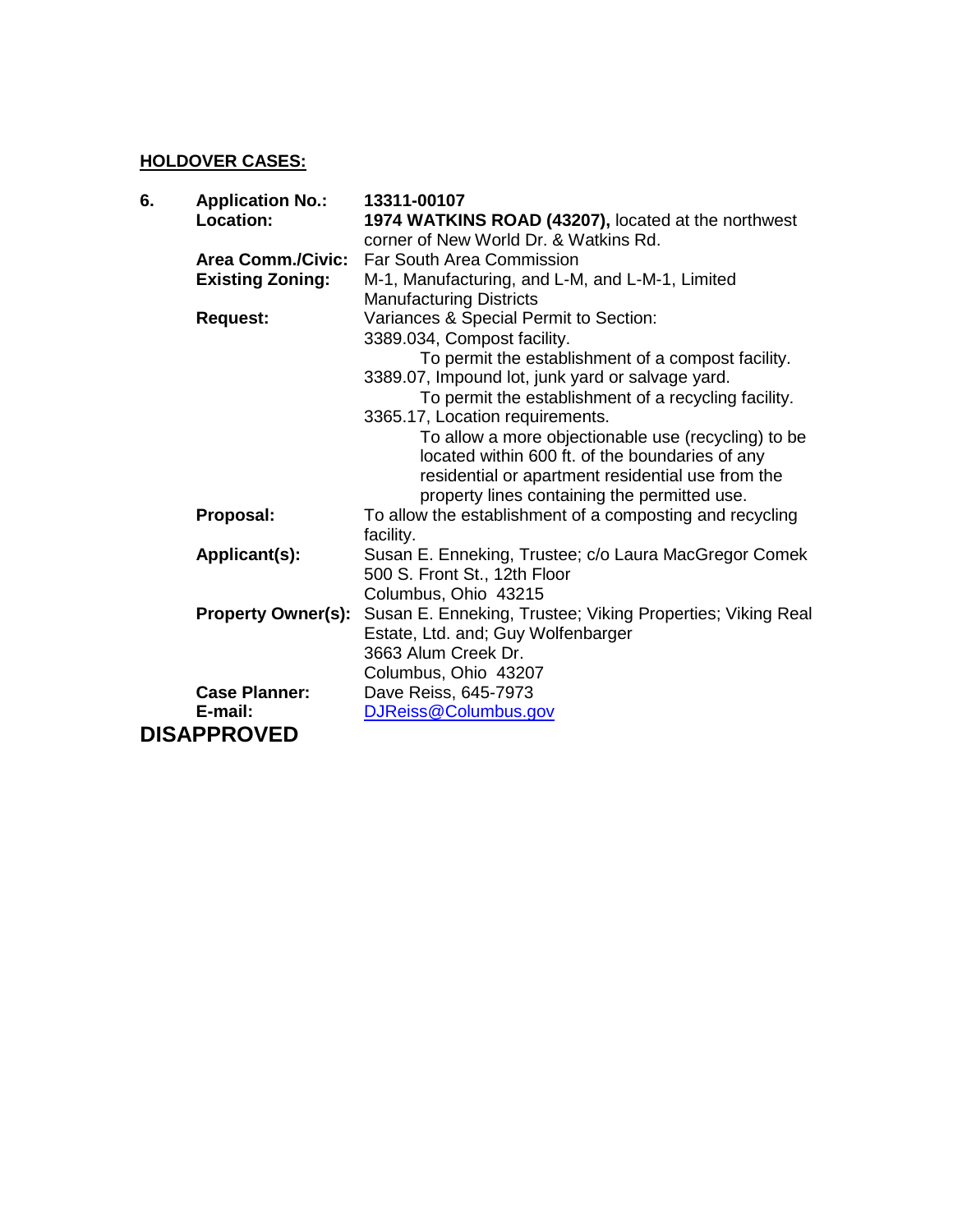**HOLDOVER CASES:**

**6. Application No.:** **13311-00107**

**Location:** **1974 WATKINS ROAD (43207),** located at the northwest corner of New World Dr. & Watkins Rd.

**Area Comm./Civic:** Far South Area Commission

**Existing Zoning:** M-1, Manufacturing, and L-M, and L-M-1, Limited Manufacturing Districts

**Request:** Variances & Special Permit to Section:

3389.034, Compost facility.

To permit the establishment of a compost facility.

3389.07, Impound lot, junk yard or salvage yard.

To permit the establishment of a recycling facility.

3365.17, Location requirements.

To allow a more objectionable use (recycling) to be located within 600 ft. of the boundaries of any residential or apartment residential use from the property lines containing the permitted use.

**Proposal:** To allow the establishment of a composting and recycling facility.

**Applicant(s):** Susan E. Enneking, Trustee; c/o Laura MacGregor Comek
500 S. Front St., 12th Floor
Columbus, Ohio 43215

**Property Owner(s):** Susan E. Enneking, Trustee; Viking Properties; Viking Real Estate, Ltd. and; Guy Wolfenbarger
3663 Alum Creek Dr.
Columbus, Ohio 43207

**Case Planner:** Dave Reiss, 645-7973

**E-mail:** DJReiss@Columbus.gov

**DISAPPROVED**